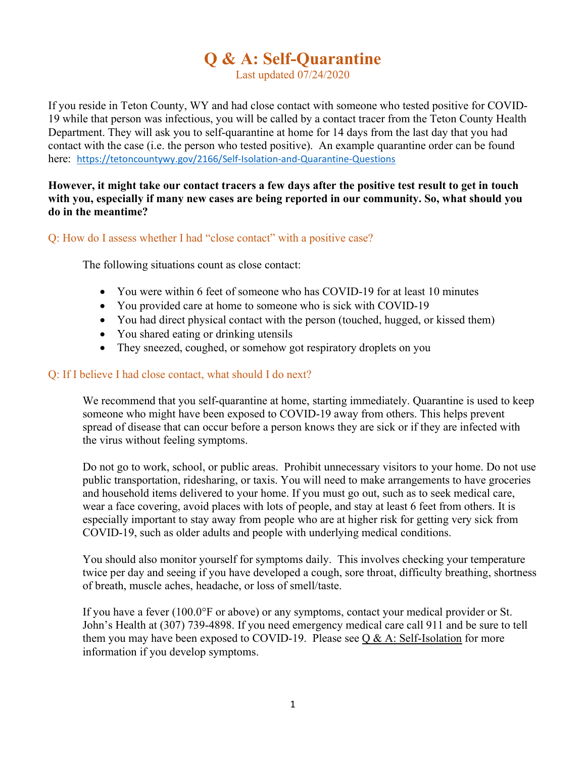# Q & A: Self-Quarantine

Last updated 07/24/2020

If you reside in Teton County, WY and had close contact with someone who tested positive for COVID-19 while that person was infectious, you will be called by a contact tracer from the Teton County Health Department. They will ask you to self-quarantine at home for 14 days from the last day that you had contact with the case (i.e. the person who tested positive). An example quarantine order can be found here: https://tetoncountywy.gov/2166/Self-Isolation-and-Quarantine-Questions

**However, it might take our contact tracers a few days after the positive test result to get in touch with you, especially if many new cases are being reported in our community. So, what should you do in the meantime?**

## Q: How do I assess whether I had "close contact" with a positive case?

The following situations count as close contact:

- You were within 6 feet of someone who has COVID-19 for at least 10 minutes
- You provided care at home to someone who is sick with COVID-19
- You had direct physical contact with the person (touched, hugged, or kissed them)
- You shared eating or drinking utensils
- They sneezed, coughed, or somehow got respiratory droplets on you

## Q: If I believe I had close contact, what should I do next?

We recommend that you self-quarantine at home, starting immediately. Quarantine is used to keep someone who might have been exposed to COVID-19 away from others. This helps prevent spread of disease that can occur before a person knows they are sick or if they are infected with the virus without feeling symptoms.

Do not go to work, school, or public areas. Prohibit unnecessary visitors to your home. Do not use public transportation, ridesharing, or taxis. You will need to make arrangements to have groceries and household items delivered to your home. If you must go out, such as to seek medical care, wear a face covering, avoid places with lots of people, and stay at least 6 feet from others. It is especially important to stay away from people who are at higher risk for getting very sick from COVID-19, such as older adults and people with underlying medical conditions.

You should also monitor yourself for symptoms daily. This involves checking your temperature twice per day and seeing if you have developed a cough, sore throat, difficulty breathing, shortness of breath, muscle aches, headache, or loss of smell/taste.

If you have a fever (100.0°F or above) or any symptoms, contact your medical provider or St. John's Health at (307) 739-4898. If you need emergency medical care call 911 and be sure to tell them you may have been exposed to COVID-19. Please see Q & A: Self-Isolation for more information if you develop symptoms.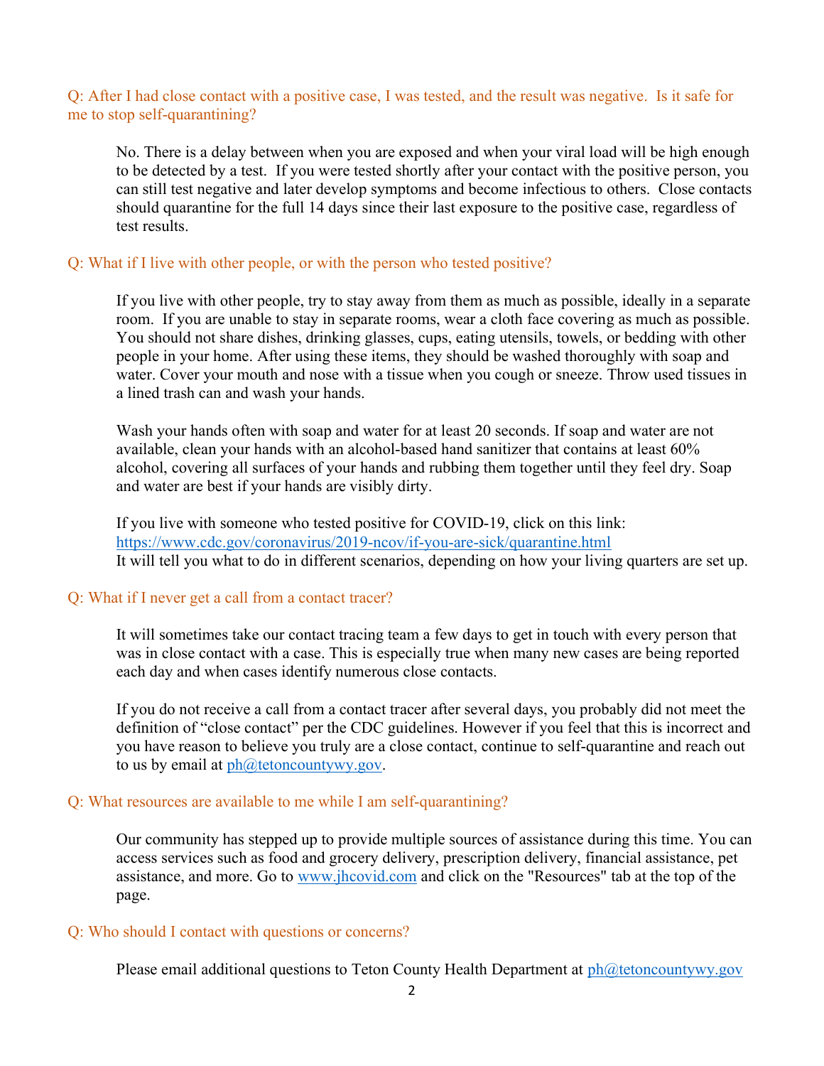### Q: After I had close contact with a positive case, I was tested, and the result was negative. Is it safe for me to stop self-quarantining?

No. There is a delay between when you are exposed and when your viral load will be high enough to be detected by a test. If you were tested shortly after your contact with the positive person, you can still test negative and later develop symptoms and become infectious to others. Close contacts should quarantine for the full 14 days since their last exposure to the positive case, regardless of test results.

### Q: What if I live with other people, or with the person who tested positive?

If you live with other people, try to stay away from them as much as possible, ideally in a separate room. If you are unable to stay in separate rooms, wear a cloth face covering as much as possible. You should not share dishes, drinking glasses, cups, eating utensils, towels, or bedding with other people in your home. After using these items, they should be washed thoroughly with soap and water. Cover your mouth and nose with a tissue when you cough or sneeze. Throw used tissues in a lined trash can and wash your hands.

Wash your hands often with soap and water for at least 20 seconds. If soap and water are not available, clean your hands with an alcohol-based hand sanitizer that contains at least 60% alcohol, covering all surfaces of your hands and rubbing them together until they feel dry. Soap and water are best if your hands are visibly dirty.

If you live with someone who tested positive for COVID-19, click on this link:
https://www.cdc.gov/coronavirus/2019-ncov/if-you-are-sick/quarantine.html
It will tell you what to do in different scenarios, depending on how your living quarters are set up.

### Q: What if I never get a call from a contact tracer?

It will sometimes take our contact tracing team a few days to get in touch with every person that was in close contact with a case. This is especially true when many new cases are being reported each day and when cases identify numerous close contacts.

If you do not receive a call from a contact tracer after several days, you probably did not meet the definition of "close contact" per the CDC guidelines. However if you feel that this is incorrect and you have reason to believe you truly are a close contact, continue to self-quarantine and reach out to us by email at ph@tetoncountywy.gov.

### Q: What resources are available to me while I am self-quarantining?

Our community has stepped up to provide multiple sources of assistance during this time. You can access services such as food and grocery delivery, prescription delivery, financial assistance, pet assistance, and more. Go to www.jhcovid.com and click on the "Resources" tab at the top of the page.

### Q: Who should I contact with questions or concerns?

Please email additional questions to Teton County Health Department at ph@tetoncountywy.gov